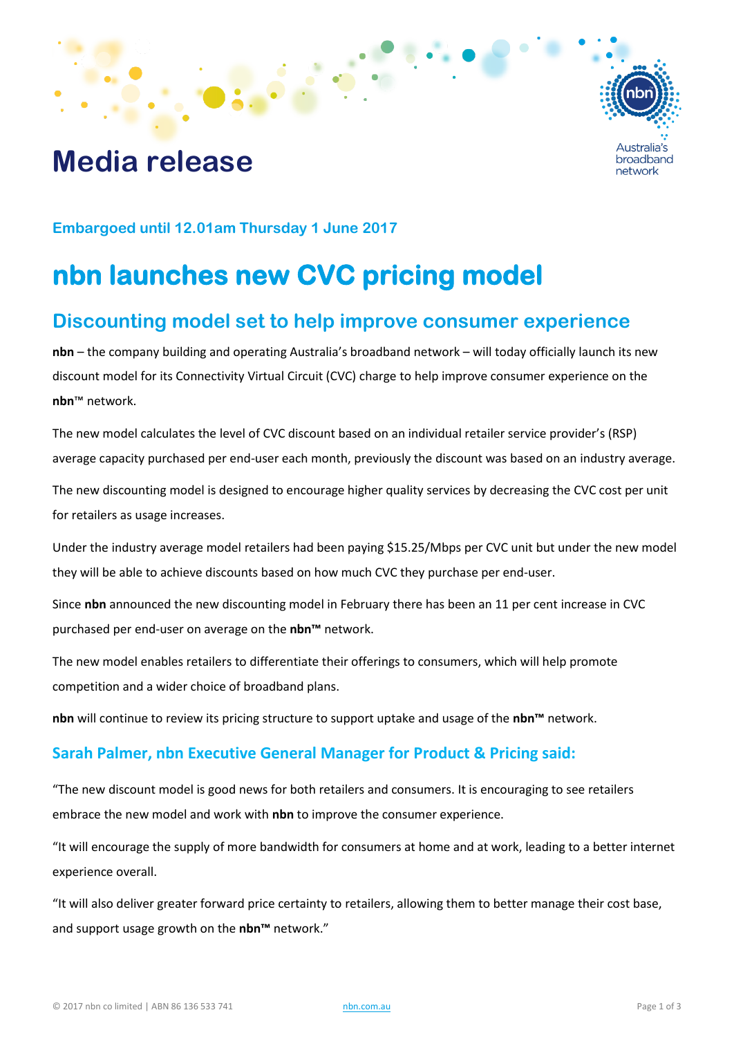# Media release

Australia's broadband network

**Embargoed until 12.01am Thursday 1 June 2017**

# nbn launches new CVC pricing model

## Discounting model set to help improve consumer experience

**nbn** – the company building and operating Australia's broadband network – will today officially launch its new discount model for its Connectivity Virtual Circuit (CVC) charge to help improve consumer experience on the **nbn**™ network.

The new model calculates the level of CVC discount based on an individual retailer service provider's (RSP) average capacity purchased per end-user each month, previously the discount was based on an industry average.

The new discounting model is designed to encourage higher quality services by decreasing the CVC cost per unit for retailers as usage increases.

Under the industry average model retailers had been paying $15.25/Mbps per CVC unit but under the new model they will be able to achieve discounts based on how much CVC they purchase per end-user.

Since **nbn** announced the new discounting model in February there has been an 11 per cent increase in CVC purchased per end-user on average on the **nbn™** network.

The new model enables retailers to differentiate their offerings to consumers, which will help promote competition and a wider choice of broadband plans.

**nbn** will continue to review its pricing structure to support uptake and usage of the **nbn™** network.

### Sarah Palmer, nbn Executive General Manager for Product & Pricing said:

"The new discount model is good news for both retailers and consumers. It is encouraging to see retailers embrace the new model and work with **nbn** to improve the consumer experience.

"It will encourage the supply of more bandwidth for consumers at home and at work, leading to a better internet experience overall.

"It will also deliver greater forward price certainty to retailers, allowing them to better manage their cost base, and support usage growth on the **nbn™** network."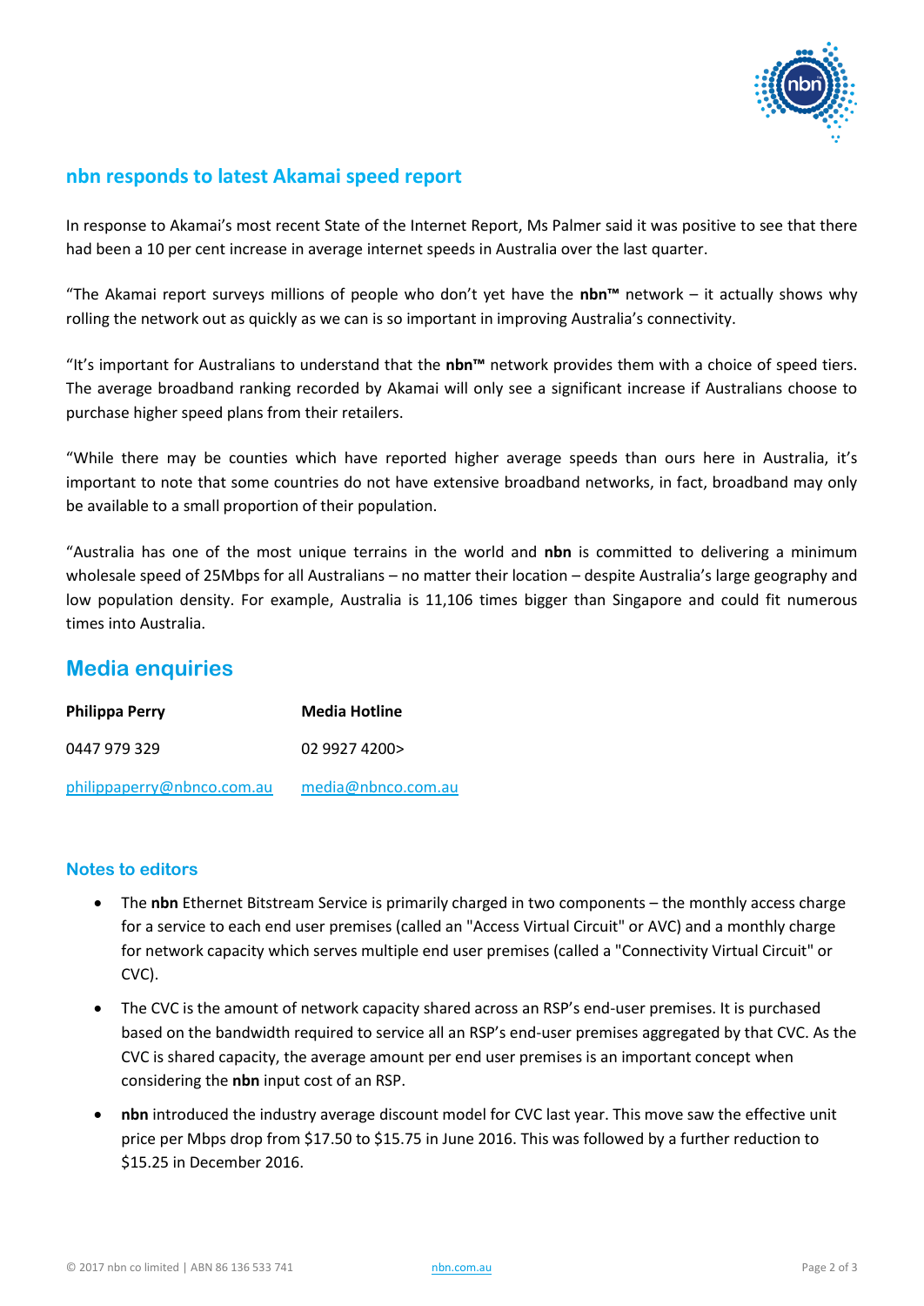## nbn responds to latest Akamai speed report

In response to Akamai's most recent State of the Internet Report, Ms Palmer said it was positive to see that there had been a 10 per cent increase in average internet speeds in Australia over the last quarter.

"The Akamai report surveys millions of people who don't yet have the **nbn™** network – it actually shows why rolling the network out as quickly as we can is so important in improving Australia's connectivity.

"It's important for Australians to understand that the **nbn™** network provides them with a choice of speed tiers. The average broadband ranking recorded by Akamai will only see a significant increase if Australians choose to purchase higher speed plans from their retailers.

"While there may be counties which have reported higher average speeds than ours here in Australia, it's important to note that some countries do not have extensive broadband networks, in fact, broadband may only be available to a small proportion of their population.

"Australia has one of the most unique terrains in the world and **nbn** is committed to delivering a minimum wholesale speed of 25Mbps for all Australians – no matter their location – despite Australia's large geography and low population density. For example, Australia is 11,106 times bigger than Singapore and could fit numerous times into Australia.

## Media enquiries

| **Philippa Perry** | **Media Hotline** |
|---|---|
| 0447 979 329 | 02 9927 4200> |
| philippaperry@nbnco.com.au | media@nbnco.com.au |

### Notes to editors

- The **nbn** Ethernet Bitstream Service is primarily charged in two components – the monthly access charge for a service to each end user premises (called an "Access Virtual Circuit" or AVC) and a monthly charge for network capacity which serves multiple end user premises (called a "Connectivity Virtual Circuit" or CVC).
- The CVC is the amount of network capacity shared across an RSP's end-user premises. It is purchased based on the bandwidth required to service all an RSP's end-user premises aggregated by that CVC. As the CVC is shared capacity, the average amount per end user premises is an important concept when considering the **nbn** input cost of an RSP.
- **nbn** introduced the industry average discount model for CVC last year. This move saw the effective unit price per Mbps drop from $17.50 to $15.75 in June 2016. This was followed by a further reduction to $15.25 in December 2016.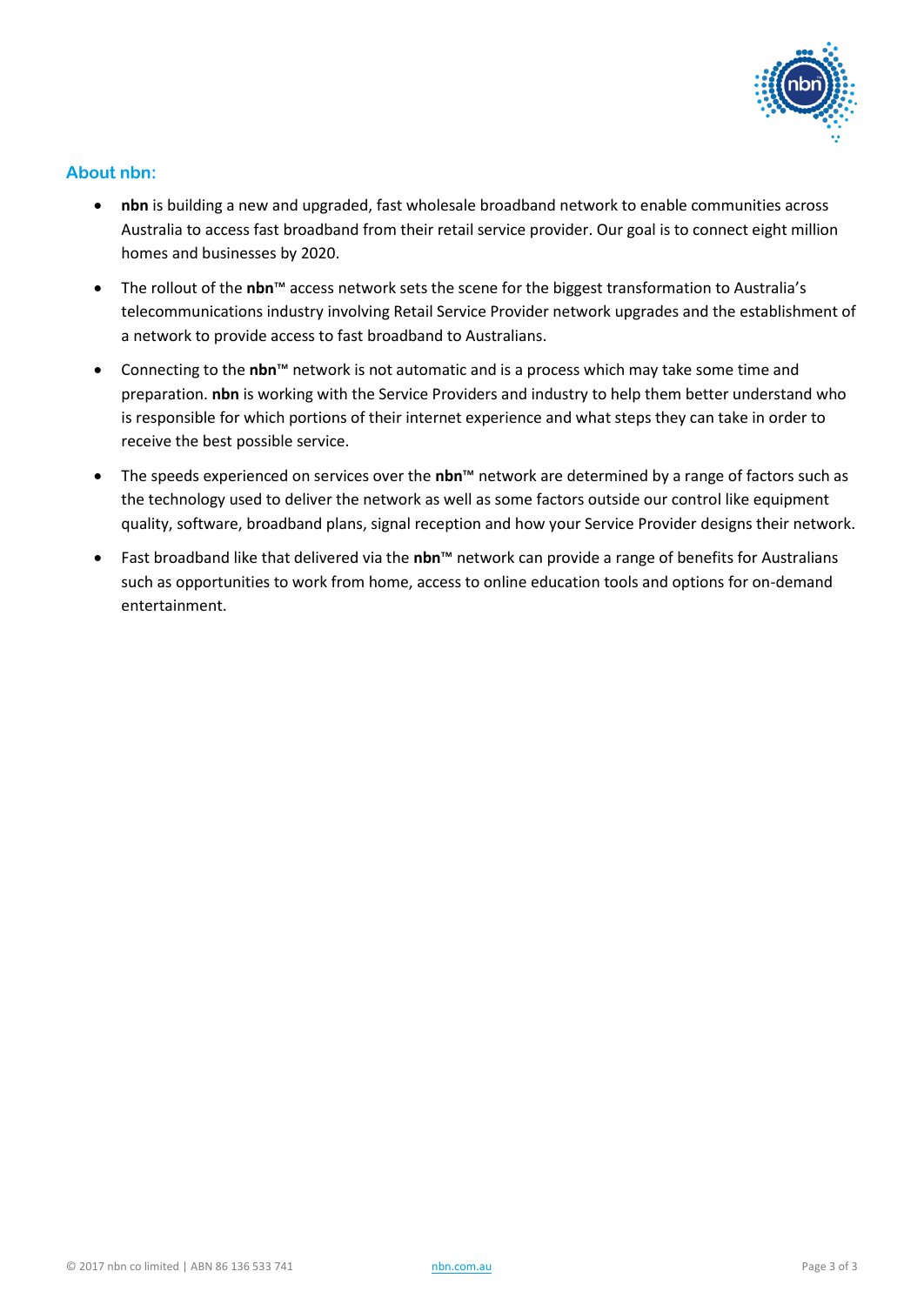## About nbn:

- **nbn** is building a new and upgraded, fast wholesale broadband network to enable communities across Australia to access fast broadband from their retail service provider. Our goal is to connect eight million homes and businesses by 2020.
- The rollout of the **nbn**™ access network sets the scene for the biggest transformation to Australia's telecommunications industry involving Retail Service Provider network upgrades and the establishment of a network to provide access to fast broadband to Australians.
- Connecting to the **nbn**™ network is not automatic and is a process which may take some time and preparation. **nbn** is working with the Service Providers and industry to help them better understand who is responsible for which portions of their internet experience and what steps they can take in order to receive the best possible service.
- The speeds experienced on services over the **nbn**™ network are determined by a range of factors such as the technology used to deliver the network as well as some factors outside our control like equipment quality, software, broadband plans, signal reception and how your Service Provider designs their network.
- Fast broadband like that delivered via the **nbn**™ network can provide a range of benefits for Australians such as opportunities to work from home, access to online education tools and options for on-demand entertainment.

© 2017 nbn co limited | ABN 86 136 533 741 nbn.com.au